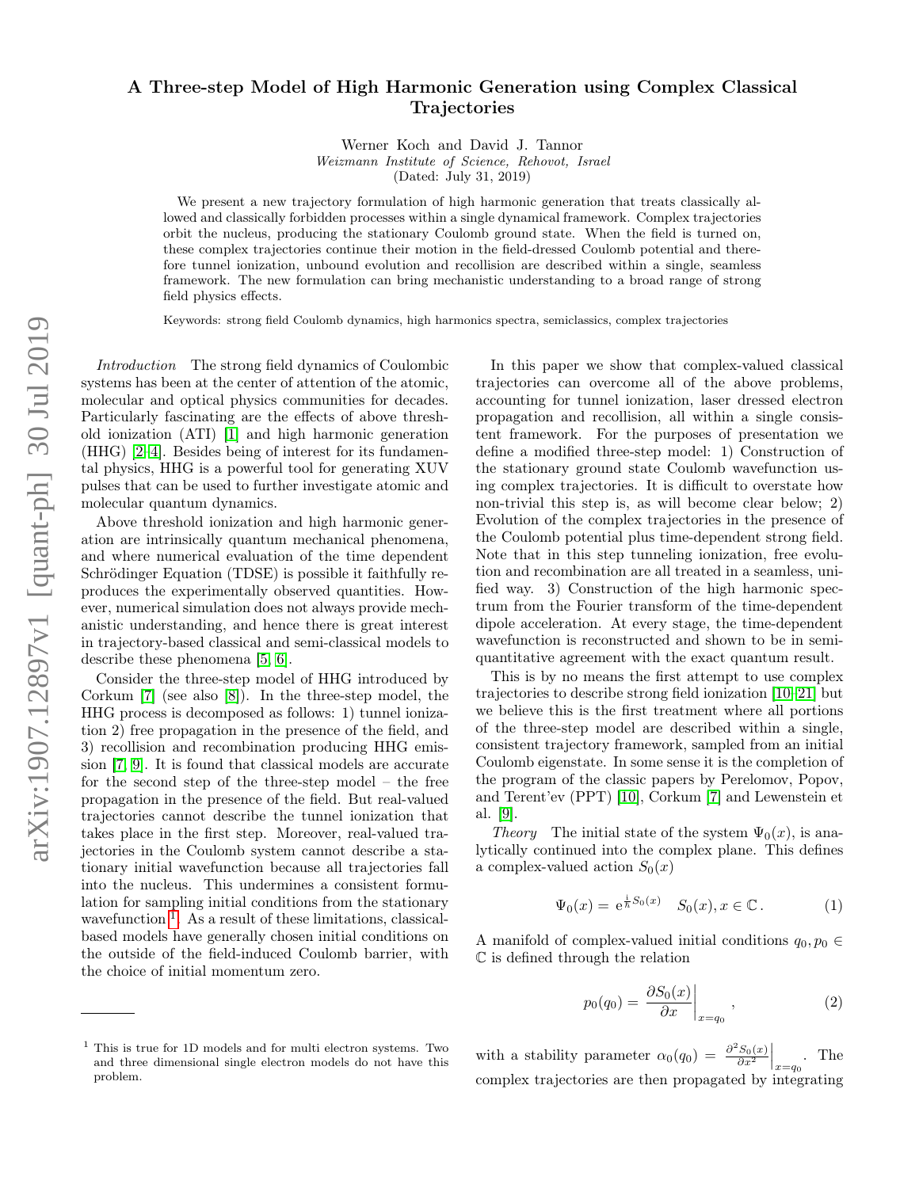# A Three-step Model of High Harmonic Generation using Complex Classical Trajectories

Werner Koch and David J. Tannor
*Weizmann Institute of Science, Rehovot, Israel*
(Dated: July 31, 2019)

We present a new trajectory formulation of high harmonic generation that treats classically allowed and classically forbidden processes within a single dynamical framework. Complex trajectories orbit the nucleus, producing the stationary Coulomb ground state. When the field is turned on, these complex trajectories continue their motion in the field-dressed Coulomb potential and therefore tunnel ionization, unbound evolution and recollision are described within a single, seamless framework. The new formulation can bring mechanistic understanding to a broad range of strong field physics effects.

Keywords: strong field Coulomb dynamics, high harmonics spectra, semiclassics, complex trajectories

*Introduction* The strong field dynamics of Coulombic systems has been at the center of attention of the atomic, molecular and optical physics communities for decades. Particularly fascinating are the effects of above threshold ionization (ATI) [1] and high harmonic generation (HHG) [2–4]. Besides being of interest for its fundamental physics, HHG is a powerful tool for generating XUV pulses that can be used to further investigate atomic and molecular quantum dynamics.

Above threshold ionization and high harmonic generation are intrinsically quantum mechanical phenomena, and where numerical evaluation of the time dependent Schrödinger Equation (TDSE) is possible it faithfully reproduces the experimentally observed quantities. However, numerical simulation does not always provide mechanistic understanding, and hence there is great interest in trajectory-based classical and semi-classical models to describe these phenomena [5, 6].

Consider the three-step model of HHG introduced by Corkum [7] (see also [8]). In the three-step model, the HHG process is decomposed as follows: 1) tunnel ionization 2) free propagation in the presence of the field, and 3) recollision and recombination producing HHG emission [7, 9]. It is found that classical models are accurate for the second step of the three-step model – the free propagation in the presence of the field. But real-valued trajectories cannot describe the tunnel ionization that takes place in the first step. Moreover, real-valued trajectories in the Coulomb system cannot describe a stationary initial wavefunction because all trajectories fall into the nucleus. This undermines a consistent formulation for sampling initial conditions from the stationary wavefunction [1]. As a result of these limitations, classical-based models have generally chosen initial conditions on the outside of the field-induced Coulomb barrier, with the choice of initial momentum zero.

In this paper we show that complex-valued classical trajectories can overcome all of the above problems, accounting for tunnel ionization, laser dressed electron propagation and recollision, all within a single consistent framework. For the purposes of presentation we define a modified three-step model: 1) Construction of the stationary ground state Coulomb wavefunction using complex trajectories. It is difficult to overstate how non-trivial this step is, as will become clear below; 2) Evolution of the complex trajectories in the presence of the Coulomb potential plus time-dependent strong field. Note that in this step tunneling ionization, free evolution and recombination are all treated in a seamless, unified way. 3) Construction of the high harmonic spectrum from the Fourier transform of the time-dependent dipole acceleration. At every stage, the time-dependent wavefunction is reconstructed and shown to be in semi-quantitative agreement with the exact quantum result.

This is by no means the first attempt to use complex trajectories to describe strong field ionization [10–21] but we believe this is the first treatment where all portions of the three-step model are described within a single, consistent trajectory framework, sampled from an initial Coulomb eigenstate. In some sense it is the completion of the program of the classic papers by Perelomov, Popov, and Terent'ev (PPT) [10], Corkum [7] and Lewenstein et al. [9].

*Theory* The initial state of the system $\Psi_0(x)$, is analytically continued into the complex plane. This defines a complex-valued action $S_0(x)$

$$\Psi_0(x) = \mathrm{e}^{\frac{\mathrm{i}}{\hbar} S_0(x)} \quad S_0(x), x \in \mathbb{C}\,. \tag{1}$$

A manifold of complex-valued initial conditions $q_0, p_0 \in \mathbb{C}$ is defined through the relation

$$p_0(q_0) = \left.\frac{\partial S_0(x)}{\partial x}\right|_{x=q_0}, \tag{2}$$

with a stability parameter $\alpha_0(q_0) = \left.\frac{\partial^2 S_0(x)}{\partial x^2}\right|_{x=q_0}$. The complex trajectories are then propagated by integrating

[1] This is true for 1D models and for multi electron systems. Two and three dimensional single electron models do not have this problem.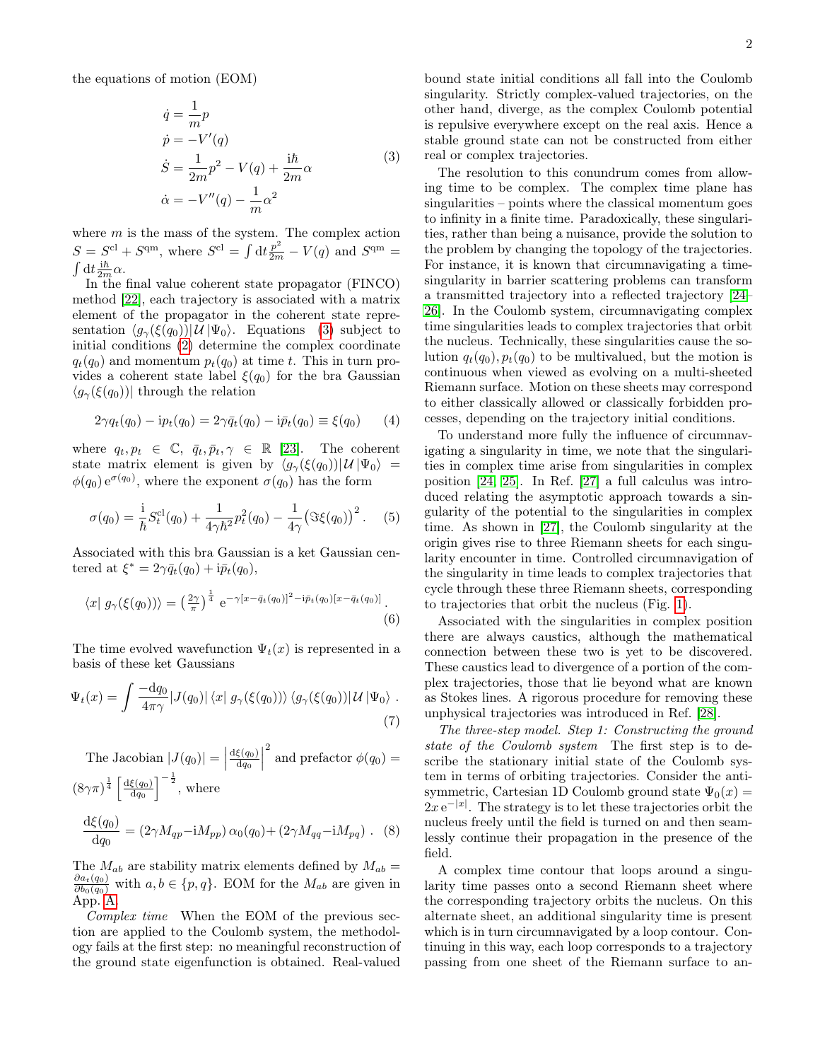the equations of motion (EOM)

$$
\begin{aligned}
\dot{q} &= \frac{1}{m} p \\
\dot{p} &= -V'(q) \\
\dot{S} &= \frac{1}{2m} p^2 - V(q) + \frac{\mathrm{i}\hbar}{2m}\alpha \\
\dot{\alpha} &= -V''(q) - \frac{1}{m}\alpha^2
\end{aligned} \tag{3}
$$

where $m$ is the mass of the system. The complex action $S = S^{\mathrm{cl}} + S^{\mathrm{qm}}$, where $S^{\mathrm{cl}} = \int \mathrm{d}t \frac{p^2}{2m} - V(q)$ and $S^{\mathrm{qm}} = \int \mathrm{d}t \frac{\mathrm{i}\hbar}{2m}\alpha$.

In the final value coherent state propagator (FINCO) method [22], each trajectory is associated with a matrix element of the propagator in the coherent state representation $\langle g_\gamma(\xi(q_0))|\mathcal{U}|\Psi_0\rangle$. Equations (3) subject to initial conditions (2) determine the complex coordinate $q_t(q_0)$ and momentum $p_t(q_0)$ at time $t$. This in turn provides a coherent state label $\xi(q_0)$ for the bra Gaussian $\langle g_\gamma(\xi(q_0))|$ through the relation

$$
2\gamma q_t(q_0) - \mathrm{i}p_t(q_0) = 2\gamma\bar{q}_t(q_0) - \mathrm{i}\bar{p}_t(q_0) \equiv \xi(q_0) \tag{4}
$$

where $q_t, p_t \in \mathbb{C}$, $\bar{q}_t, \bar{p}_t, \gamma \in \mathbb{R}$ [23]. The coherent state matrix element is given by $\langle g_\gamma(\xi(q_0))|\mathcal{U}|\Psi_0\rangle = \phi(q_0)\,\mathrm{e}^{\sigma(q_0)}$, where the exponent $\sigma(q_0)$ has the form

$$
\sigma(q_0) = \frac{\mathrm{i}}{\hbar} S_t^{\mathrm{cl}}(q_0) + \frac{1}{4\gamma\hbar^2} p_t^2(q_0) - \frac{1}{4\gamma}\left(\Im\xi(q_0)\right)^2 . \tag{5}
$$

Associated with this bra Gaussian is a ket Gaussian centered at $\xi^* = 2\gamma\bar{q}_t(q_0) + \mathrm{i}\bar{p}_t(q_0)$,

$$
\langle x|\, g_\gamma(\xi(q_0))\rangle = \left(\tfrac{2\gamma}{\pi}\right)^{\frac{1}{4}}\ \mathrm{e}^{-\gamma[x-\bar{q}_t(q_0)]^2 - \mathrm{i}\bar{p}_t(q_0)[x-\bar{q}_t(q_0)]} . \tag{6}
$$

The time evolved wavefunction $\Psi_t(x)$ is represented in a basis of these ket Gaussians

$$
\Psi_t(x) = \int \frac{-\mathrm{d}q_0}{4\pi\gamma} |J(q_0)|\,\langle x|\, g_\gamma(\xi(q_0))\rangle\,\langle g_\gamma(\xi(q_0))|\,\mathcal{U}\,|\Psi_0\rangle . \tag{7}
$$

The Jacobian $|J(q_0)| = \left|\frac{\mathrm{d}\xi(q_0)}{\mathrm{d}q_0}\right|^2$ and prefactor $\phi(q_0) = (8\gamma\pi)^{\frac{1}{4}}\left[\frac{\mathrm{d}\xi(q_0)}{\mathrm{d}q_0}\right]^{-\frac{1}{2}}$, where

$$
\frac{\mathrm{d}\xi(q_0)}{\mathrm{d}q_0} = (2\gamma M_{qp} - \mathrm{i}M_{pp})\,\alpha_0(q_0) + (2\gamma M_{qq} - \mathrm{i}M_{pq}) . \tag{8}
$$

The $M_{ab}$ are stability matrix elements defined by $M_{ab} = \frac{\partial a_t(q_0)}{\partial b_0(q_0)}$ with $a, b \in \{p, q\}$. EOM for the $M_{ab}$ are given in App. A.

*Complex time* When the EOM of the previous section are applied to the Coulomb system, the methodology fails at the first step: no meaningful reconstruction of the ground state eigenfunction is obtained. Real-valued bound state initial conditions all fall into the Coulomb singularity. Strictly complex-valued trajectories, on the other hand, diverge, as the complex Coulomb potential is repulsive everywhere except on the real axis. Hence a stable ground state can not be constructed from either real or complex trajectories.

The resolution to this conundrum comes from allowing time to be complex. The complex time plane has singularities – points where the classical momentum goes to infinity in a finite time. Paradoxically, these singularities, rather than being a nuisance, provide the solution to the problem by changing the topology of the trajectories. For instance, it is known that circumnavigating a time-singularity in barrier scattering problems can transform a transmitted trajectory into a reflected trajectory [24–26]. In the Coulomb system, circumnavigating complex time singularities leads to complex trajectories that orbit the nucleus. Technically, these singularities cause the solution $q_t(q_0), p_t(q_0)$ to be multivalued, but the motion is continuous when viewed as evolving on a multi-sheeted Riemann surface. Motion on these sheets may correspond to either classically allowed or classically forbidden processes, depending on the trajectory initial conditions.

To understand more fully the influence of circumnavigating a singularity in time, we note that the singularities in complex time arise from singularities in complex position [24, 25]. In Ref. [27] a full calculus was introduced relating the asymptotic approach towards a singularity of the potential to the singularities in complex time. As shown in [27], the Coulomb singularity at the origin gives rise to three Riemann sheets for each singularity encounter in time. Controlled circumnavigation of the singularity in time leads to complex trajectories that cycle through these three Riemann sheets, corresponding to trajectories that orbit the nucleus (Fig. 1).

Associated with the singularities in complex position there are always caustics, although the mathematical connection between these two is yet to be discovered. These caustics lead to divergence of a portion of the complex trajectories, those that lie beyond what are known as Stokes lines. A rigorous procedure for removing these unphysical trajectories was introduced in Ref. [28].

*The three-step model. Step 1: Constructing the ground state of the Coulomb system* The first step is to describe the stationary initial state of the Coulomb system in terms of orbiting trajectories. Consider the antisymmetric, Cartesian 1D Coulomb ground state $\Psi_0(x) = 2x\,\mathrm{e}^{-|x|}$. The strategy is to let these trajectories orbit the nucleus freely until the field is turned on and then seamlessly continue their propagation in the presence of the field.

A complex time contour that loops around a singularity time passes onto a second Riemann sheet where the corresponding trajectory orbits the nucleus. On this alternate sheet, an additional singularity time is present which is in turn circumnavigated by a loop contour. Continuing in this way, each loop corresponds to a trajectory passing from one sheet of the Riemann surface to an-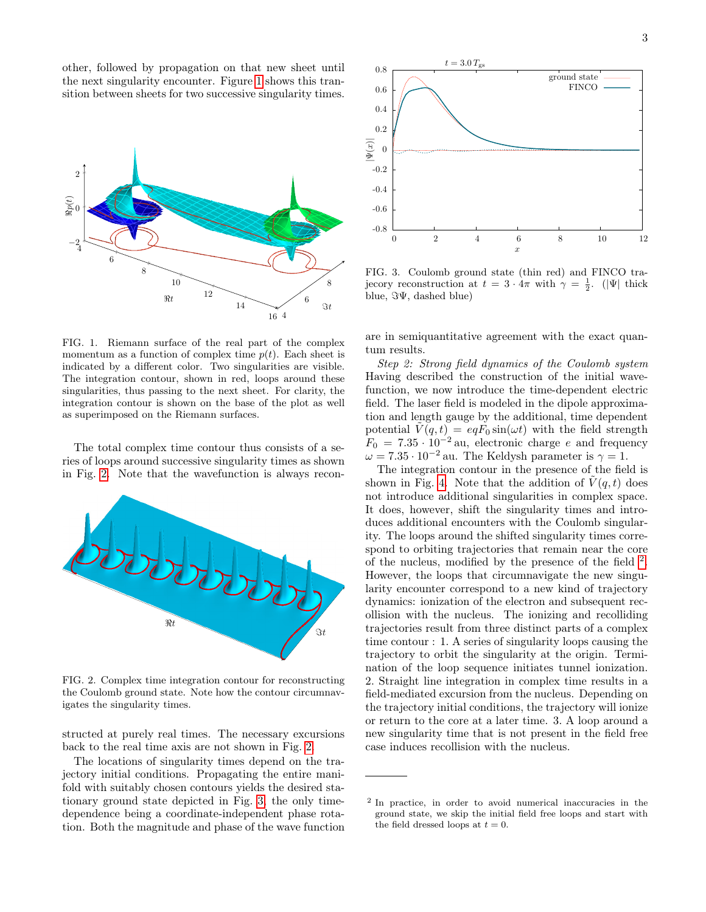other, followed by propagation on that new sheet until the next singularity encounter. Figure 1 shows this transition between sheets for two successive singularity times.

FIG. 1. Riemann surface of the real part of the complex momentum as a function of complex time $p(t)$. Each sheet is indicated by a different color. Two singularities are visible. The integration contour, shown in red, loops around these singularities, thus passing to the next sheet. For clarity, the integration contour is shown on the base of the plot as well as superimposed on the Riemann surfaces.

The total complex time contour thus consists of a series of loops around successive singularity times as shown in Fig. 2. Note that the wavefunction is always reconstructed at purely real times. The necessary excursions back to the real time axis are not shown in Fig. 2.

FIG. 2. Complex time integration contour for reconstructing the Coulomb ground state. Note how the contour circumnavigates the singularity times.

The locations of singularity times depend on the trajectory initial conditions. Propagating the entire manifold with suitably chosen contours yields the desired stationary ground state depicted in Fig. 3, the only time-dependence being a coordinate-independent phase rotation. Both the magnitude and phase of the wave function are in semiquantitative agreement with the exact quantum results.

FIG. 3. Coulomb ground state (thin red) and FINCO trajecory reconstruction at $t = 3 \cdot 4\pi$ with $\gamma = \frac{1}{2}$. ($|\Psi|$ thick blue, $\Im\Psi$, dashed blue)

*Step 2: Strong field dynamics of the Coulomb system* Having described the construction of the initial wavefunction, we now introduce the time-dependent electric field. The laser field is modeled in the dipole approximation and length gauge by the additional, time dependent potential $\tilde{V}(q,t) = eqF_0 \sin(\omega t)$ with the field strength $F_0 = 7.35 \cdot 10^{-2}$ au, electronic charge $e$ and frequency $\omega = 7.35 \cdot 10^{-2}$ au. The Keldysh parameter is $\gamma = 1$.

The integration contour in the presence of the field is shown in Fig. 4. Note that the addition of $\tilde{V}(q,t)$ does not introduce additional singularities in complex space. It does, however, shift the singularity times and introduces additional encounters with the Coulomb singularity. The loops around the shifted singularity times correspond to orbiting trajectories that remain near the core of the nucleus, modified by the presence of the field [2]. However, the loops that circumnavigate the new singularity encounter correspond to a new kind of trajectory dynamics: ionization of the electron and subsequent recollision with the nucleus. The ionizing and recolliding trajectories result from three distinct parts of a complex time contour : 1. A series of singularity loops causing the trajectory to orbit the singularity at the origin. Termination of the loop sequence initiates tunnel ionization. 2. Straight line integration in complex time results in a field-mediated excursion from the nucleus. Depending on the trajectory initial conditions, the trajectory will ionize or return to the core at a later time. 3. A loop around a new singularity time that is not present in the field free case induces recollision with the nucleus.

[2] In practice, in order to avoid numerical inaccuracies in the ground state, we skip the initial field free loops and start with the field dressed loops at $t = 0$.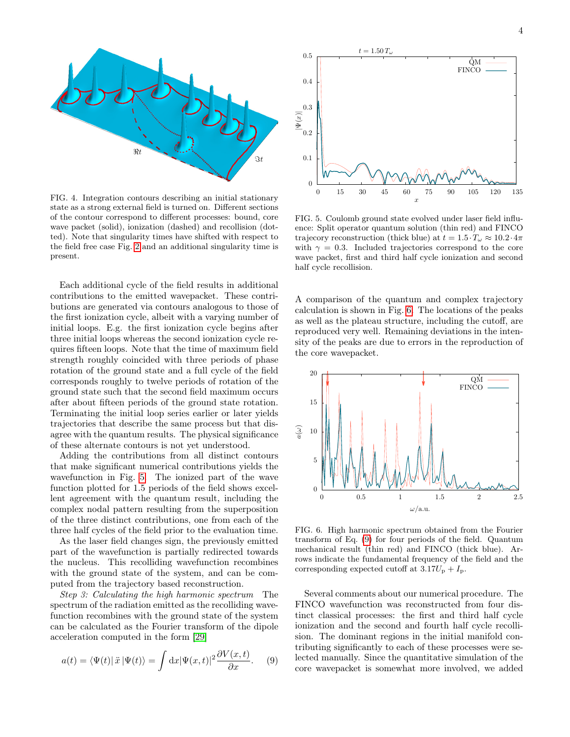FIG. 4. Integration contours describing an initial stationary state as a strong external field is turned on. Different sections of the contour correspond to different processes: bound, core wave packet (solid), ionization (dashed) and recollision (dotted). Note that singularity times have shifted with respect to the field free case Fig. 2 and an additional singularity time is present.

Each additional cycle of the field results in additional contributions to the emitted wavepacket. These contributions are generated via contours analogous to those of the first ionization cycle, albeit with a varying number of initial loops. E.g. the first ionization cycle begins after three initial loops whereas the second ionization cycle requires fifteen loops. Note that the time of maximum field strength roughly coincided with three periods of phase rotation of the ground state and a full cycle of the field corresponds roughly to twelve periods of rotation of the ground state such that the second field maximum occurs after about fifteen periods of the ground state rotation. Terminating the initial loop series earlier or later yields trajectories that describe the same process but that disagree with the quantum results. The physical significance of these alternate contours is not yet understood.

Adding the contributions from all distinct contours that make significant numerical contributions yields the wavefunction in Fig. 5. The ionized part of the wave function plotted for 1.5 periods of the field shows excellent agreement with the quantum result, including the complex nodal pattern resulting from the superposition of the three distinct contributions, one from each of the three half cycles of the field prior to the evaluation time.

As the laser field changes sign, the previously emitted part of the wavefunction is partially redirected towards the nucleus. This recolliding wavefunction recombines with the ground state of the system, and can be computed from the trajectory based reconstruction.

*Step 3: Calculating the high harmonic spectrum* The spectrum of the radiation emitted as the recolliding wavefunction recombines with the ground state of the system can be calculated as the Fourier transform of the dipole acceleration computed in the form [29]

$$a(t) = \langle \Psi(t) | \ddot{x} | \Psi(t) \rangle = \int \mathrm{d}x |\Psi(x,t)|^2 \frac{\partial V(x,t)}{\partial x}. \quad (9)$$

FIG. 5. Coulomb ground state evolved under laser field influence: Split operator quantum solution (thin red) and FINCO trajecory reconstruction (thick blue) at $t = 1.5 \cdot T_\omega \approx 10.2 \cdot 4\pi$ with $\gamma = 0.3$. Included trajectories correspond to the core wave packet, first and third half cycle ionization and second half cycle recollision.

A comparison of the quantum and complex trajectory calculation is shown in Fig. 6. The locations of the peaks as well as the plateau structure, including the cutoff, are reproduced very well. Remaining deviations in the intensity of the peaks are due to errors in the reproduction of the core wavepacket.

FIG. 6. High harmonic spectrum obtained from the Fourier transform of Eq. (9) for four periods of the field. Quantum mechanical result (thin red) and FINCO (thick blue). Arrows indicate the fundamental frequency of the field and the corresponding expected cutoff at $3.17 U_\mathrm{p} + I_\mathrm{p}$.

Several comments about our numerical procedure. The FINCO wavefunction was reconstructed from four distinct classical processes: the first and third half cycle ionization and the second and fourth half cycle recollision. The dominant regions in the initial manifold contributing significantly to each of these processes were selected manually. Since the quantitative simulation of the core wavepacket is somewhat more involved, we added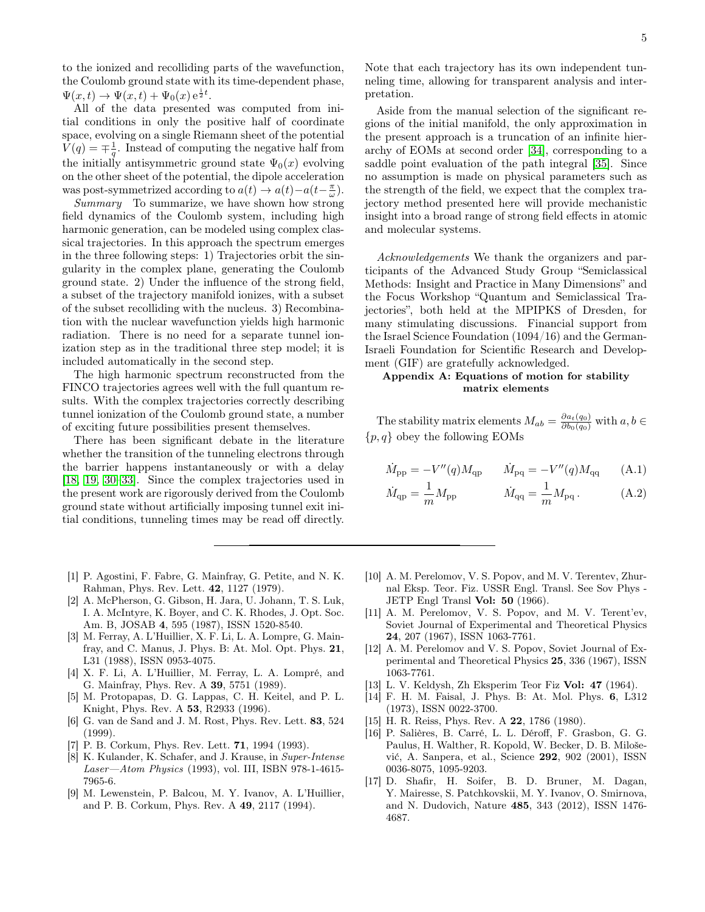to the ionized and recolliding parts of the wavefunction, the Coulomb ground state with its time-dependent phase, $\Psi(x,t) \to \Psi(x,t) + \Psi_0(x)\,\mathrm{e}^{\frac{\mathrm{i}}{2}t}$.

All of the data presented was computed from initial conditions in only the positive half of coordinate space, evolving on a single Riemann sheet of the potential $V(q) = \mp\frac{1}{q}$. Instead of computing the negative half from the initially antisymmetric ground state $\Psi_0(x)$ evolving on the other sheet of the potential, the dipole acceleration was post-symmetrized according to $a(t) \to a(t) - a(t - \frac{\pi}{\omega})$.

*Summary* To summarize, we have shown how strong field dynamics of the Coulomb system, including high harmonic generation, can be modeled using complex classical trajectories. In this approach the spectrum emerges in the three following steps: 1) Trajectories orbit the singularity in the complex plane, generating the Coulomb ground state. 2) Under the influence of the strong field, a subset of the trajectory manifold ionizes, with a subset of the subset recolliding with the nucleus. 3) Recombination with the nuclear wavefunction yields high harmonic radiation. There is no need for a separate tunnel ionization step as in the traditional three step model; it is included automatically in the second step.

The high harmonic spectrum reconstructed from the FINCO trajectories agrees well with the full quantum results. With the complex trajectories correctly describing tunnel ionization of the Coulomb ground state, a number of exciting future possibilities present themselves.

There has been significant debate in the literature whether the transition of the tunneling electrons through the barrier happens instantaneously or with a delay [18, 19, 30–33]. Since the complex trajectories used in the present work are rigorously derived from the Coulomb ground state without artificially imposing tunnel exit initial conditions, tunneling times may be read off directly. Note that each trajectory has its own independent tunneling time, allowing for transparent analysis and interpretation.

Aside from the manual selection of the significant regions of the initial manifold, the only approximation in the present approach is a truncation of an infinite hierarchy of EOMs at second order [34], corresponding to a saddle point evaluation of the path integral [35]. Since no assumption is made on physical parameters such as the strength of the field, we expect that the complex trajectory method presented here will provide mechanistic insight into a broad range of strong field effects in atomic and molecular systems.

*Acknowledgements* We thank the organizers and participants of the Advanced Study Group "Semiclassical Methods: Insight and Practice in Many Dimensions" and the Focus Workshop "Quantum and Semiclassical Trajectories", both held at the MPIPKS of Dresden, for many stimulating discussions. Financial support from the Israel Science Foundation (1094/16) and the German-Israeli Foundation for Scientific Research and Development (GIF) are gratefully acknowledged.

## Appendix A: Equations of motion for stability matrix elements

The stability matrix elements $M_{ab} = \frac{\partial a_t(q_0)}{\partial b_0(q_0)}$ with $a, b \in \{p, q\}$ obey the following EOMs

$$\dot{M}_{\mathrm{pp}} = -V''(q) M_{\mathrm{qp}} \qquad \dot{M}_{\mathrm{pq}} = -V''(q) M_{\mathrm{qq}} \tag{A.1}$$

$$\dot{M}_{\mathrm{qp}} = \frac{1}{m} M_{\mathrm{pp}} \qquad \dot{M}_{\mathrm{qq}} = \frac{1}{m} M_{\mathrm{pq}}\,. \tag{A.2}$$

---

[1] P. Agostini, F. Fabre, G. Mainfray, G. Petite, and N. K. Rahman, Phys. Rev. Lett. **42**, 1127 (1979).

[2] A. McPherson, G. Gibson, H. Jara, U. Johann, T. S. Luk, I. A. McIntyre, K. Boyer, and C. K. Rhodes, J. Opt. Soc. Am. B, JOSAB **4**, 595 (1987), ISSN 1520-8540.

[3] M. Ferray, A. L'Huillier, X. F. Li, L. A. Lompre, G. Mainfray, and C. Manus, J. Phys. B: At. Mol. Opt. Phys. **21**, L31 (1988), ISSN 0953-4075.

[4] X. F. Li, A. L'Huillier, M. Ferray, L. A. Lompré, and G. Mainfray, Phys. Rev. A **39**, 5751 (1989).

[5] M. Protopapas, D. G. Lappas, C. H. Keitel, and P. L. Knight, Phys. Rev. A **53**, R2933 (1996).

[6] G. van de Sand and J. M. Rost, Phys. Rev. Lett. **83**, 524 (1999).

[7] P. B. Corkum, Phys. Rev. Lett. **71**, 1994 (1993).

[8] K. Kulander, K. Schafer, and J. Krause, in *Super-Intense Laser—Atom Physics* (1993), vol. III, ISBN 978-1-4615-7965-6.

[9] M. Lewenstein, P. Balcou, M. Y. Ivanov, A. L'Huillier, and P. B. Corkum, Phys. Rev. A **49**, 2117 (1994).

[10] A. M. Perelomov, V. S. Popov, and M. V. Terentev, Zhurnal Eksp. Teor. Fiz. USSR Engl. Transl. See Sov Phys - JETP Engl Transl **Vol: 50** (1966).

[11] A. M. Perelomov, V. S. Popov, and M. V. Terent'ev, Soviet Journal of Experimental and Theoretical Physics **24**, 207 (1967), ISSN 1063-7761.

[12] A. M. Perelomov and V. S. Popov, Soviet Journal of Experimental and Theoretical Physics **25**, 336 (1967), ISSN 1063-7761.

[13] L. V. Keldysh, Zh Eksperim Teor Fiz **Vol: 47** (1964).

[14] F. H. M. Faisal, J. Phys. B: At. Mol. Phys. **6**, L312 (1973), ISSN 0022-3700.

[15] H. R. Reiss, Phys. Rev. A **22**, 1786 (1980).

[16] P. Salières, B. Carré, L. L. Déroff, F. Grasbon, G. G. Paulus, H. Walther, R. Kopold, W. Becker, D. B. Milošević, A. Sanpera, et al., Science **292**, 902 (2001), ISSN 0036-8075, 1095-9203.

[17] D. Shafir, H. Soifer, B. D. Bruner, M. Dagan, Y. Mairesse, S. Patchkovskii, M. Y. Ivanov, O. Smirnova, and N. Dudovich, Nature **485**, 343 (2012), ISSN 1476-4687.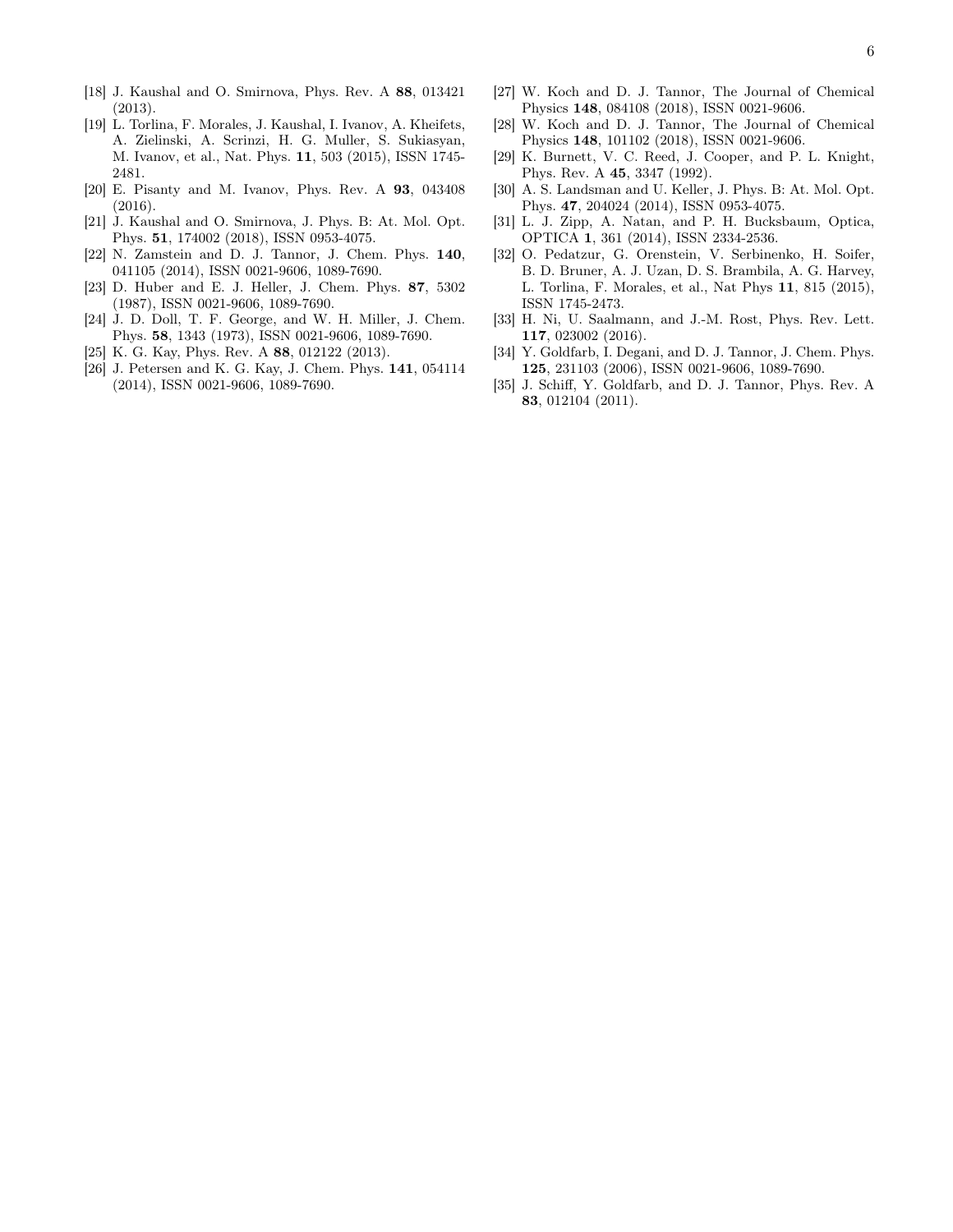[18] J. Kaushal and O. Smirnova, Phys. Rev. A **88**, 013421 (2013).

[19] L. Torlina, F. Morales, J. Kaushal, I. Ivanov, A. Kheifets, A. Zielinski, A. Scrinzi, H. G. Muller, S. Sukiasyan, M. Ivanov, et al., Nat. Phys. **11**, 503 (2015), ISSN 1745-2481.

[20] E. Pisanty and M. Ivanov, Phys. Rev. A **93**, 043408 (2016).

[21] J. Kaushal and O. Smirnova, J. Phys. B: At. Mol. Opt. Phys. **51**, 174002 (2018), ISSN 0953-4075.

[22] N. Zamstein and D. J. Tannor, J. Chem. Phys. **140**, 041105 (2014), ISSN 0021-9606, 1089-7690.

[23] D. Huber and E. J. Heller, J. Chem. Phys. **87**, 5302 (1987), ISSN 0021-9606, 1089-7690.

[24] J. D. Doll, T. F. George, and W. H. Miller, J. Chem. Phys. **58**, 1343 (1973), ISSN 0021-9606, 1089-7690.

[25] K. G. Kay, Phys. Rev. A **88**, 012122 (2013).

[26] J. Petersen and K. G. Kay, J. Chem. Phys. **141**, 054114 (2014), ISSN 0021-9606, 1089-7690.

[27] W. Koch and D. J. Tannor, The Journal of Chemical Physics **148**, 084108 (2018), ISSN 0021-9606.

[28] W. Koch and D. J. Tannor, The Journal of Chemical Physics **148**, 101102 (2018), ISSN 0021-9606.

[29] K. Burnett, V. C. Reed, J. Cooper, and P. L. Knight, Phys. Rev. A **45**, 3347 (1992).

[30] A. S. Landsman and U. Keller, J. Phys. B: At. Mol. Opt. Phys. **47**, 204024 (2014), ISSN 0953-4075.

[31] L. J. Zipp, A. Natan, and P. H. Bucksbaum, Optica, OPTICA **1**, 361 (2014), ISSN 2334-2536.

[32] O. Pedatzur, G. Orenstein, V. Serbinenko, H. Soifer, B. D. Bruner, A. J. Uzan, D. S. Brambila, A. G. Harvey, L. Torlina, F. Morales, et al., Nat Phys **11**, 815 (2015), ISSN 1745-2473.

[33] H. Ni, U. Saalmann, and J.-M. Rost, Phys. Rev. Lett. **117**, 023002 (2016).

[34] Y. Goldfarb, I. Degani, and D. J. Tannor, J. Chem. Phys. **125**, 231103 (2006), ISSN 0021-9606, 1089-7690.

[35] J. Schiff, Y. Goldfarb, and D. J. Tannor, Phys. Rev. A **83**, 012104 (2011).